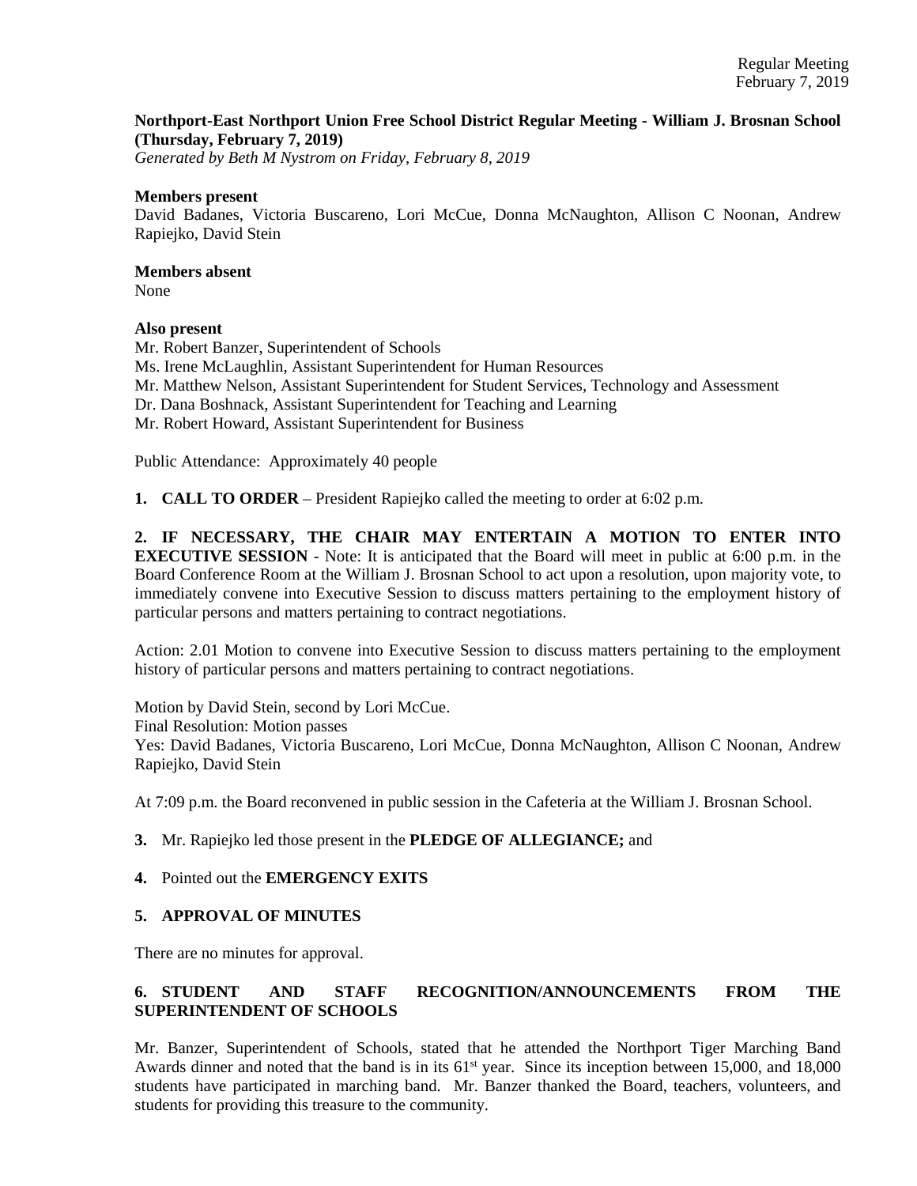Regular Meeting
February 7, 2019

**Northport-East Northport Union Free School District Regular Meeting - William J. Brosnan School (Thursday, February 7, 2019)**
*Generated by Beth M Nystrom on Friday, February 8, 2019*

**Members present**
David Badanes, Victoria Buscareno, Lori McCue, Donna McNaughton, Allison C Noonan, Andrew Rapiejko, David Stein

**Members absent**
None

**Also present**
Mr. Robert Banzer, Superintendent of Schools
Ms. Irene McLaughlin, Assistant Superintendent for Human Resources
Mr. Matthew Nelson, Assistant Superintendent for Student Services, Technology and Assessment
Dr. Dana Boshnack, Assistant Superintendent for Teaching and Learning
Mr. Robert Howard, Assistant Superintendent for Business

Public Attendance: Approximately 40 people

**1. CALL TO ORDER** – President Rapiejko called the meeting to order at 6:02 p.m.

**2. IF NECESSARY, THE CHAIR MAY ENTERTAIN A MOTION TO ENTER INTO EXECUTIVE SESSION** - Note: It is anticipated that the Board will meet in public at 6:00 p.m. in the Board Conference Room at the William J. Brosnan School to act upon a resolution, upon majority vote, to immediately convene into Executive Session to discuss matters pertaining to the employment history of particular persons and matters pertaining to contract negotiations.

Action: 2.01 Motion to convene into Executive Session to discuss matters pertaining to the employment history of particular persons and matters pertaining to contract negotiations.

Motion by David Stein, second by Lori McCue.
Final Resolution: Motion passes
Yes: David Badanes, Victoria Buscareno, Lori McCue, Donna McNaughton, Allison C Noonan, Andrew Rapiejko, David Stein

At 7:09 p.m. the Board reconvened in public session in the Cafeteria at the William J. Brosnan School.

**3.** Mr. Rapiejko led those present in the **PLEDGE OF ALLEGIANCE;** and

**4.** Pointed out the **EMERGENCY EXITS**

**5. APPROVAL OF MINUTES**

There are no minutes for approval.

**6. STUDENT AND STAFF RECOGNITION/ANNOUNCEMENTS FROM THE SUPERINTENDENT OF SCHOOLS**

Mr. Banzer, Superintendent of Schools, stated that he attended the Northport Tiger Marching Band Awards dinner and noted that the band is in its 61st year. Since its inception between 15,000, and 18,000 students have participated in marching band. Mr. Banzer thanked the Board, teachers, volunteers, and students for providing this treasure to the community.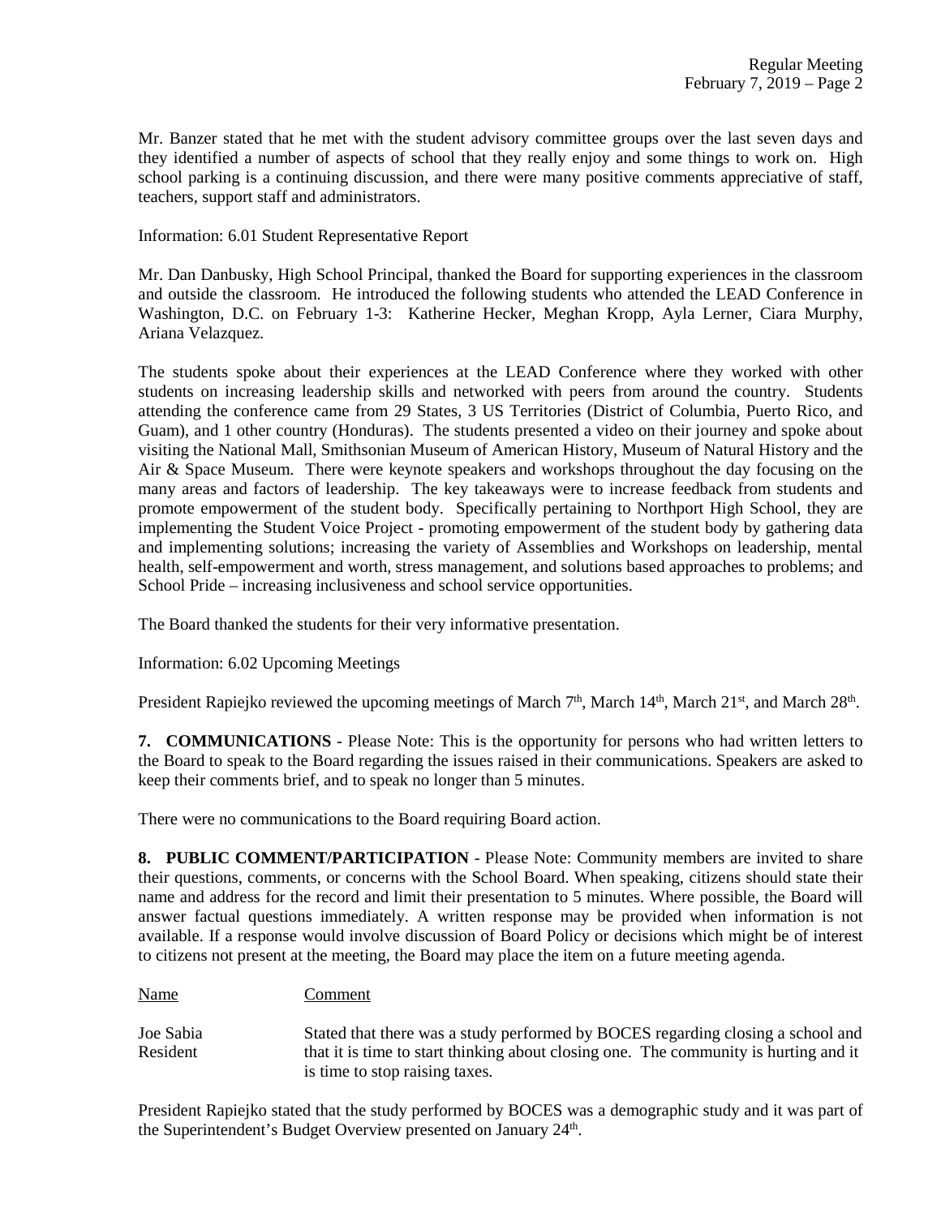Mr. Banzer stated that he met with the student advisory committee groups over the last seven days and they identified a number of aspects of school that they really enjoy and some things to work on. High school parking is a continuing discussion, and there were many positive comments appreciative of staff, teachers, support staff and administrators.

Information: 6.01 Student Representative Report

Mr. Dan Danbusky, High School Principal, thanked the Board for supporting experiences in the classroom and outside the classroom. He introduced the following students who attended the LEAD Conference in Washington, D.C. on February 1-3: Katherine Hecker, Meghan Kropp, Ayla Lerner, Ciara Murphy, Ariana Velazquez.

The students spoke about their experiences at the LEAD Conference where they worked with other students on increasing leadership skills and networked with peers from around the country. Students attending the conference came from 29 States, 3 US Territories (District of Columbia, Puerto Rico, and Guam), and 1 other country (Honduras). The students presented a video on their journey and spoke about visiting the National Mall, Smithsonian Museum of American History, Museum of Natural History and the Air & Space Museum. There were keynote speakers and workshops throughout the day focusing on the many areas and factors of leadership. The key takeaways were to increase feedback from students and promote empowerment of the student body. Specifically pertaining to Northport High School, they are implementing the Student Voice Project - promoting empowerment of the student body by gathering data and implementing solutions; increasing the variety of Assemblies and Workshops on leadership, mental health, self-empowerment and worth, stress management, and solutions based approaches to problems; and School Pride – increasing inclusiveness and school service opportunities.

The Board thanked the students for their very informative presentation.

Information: 6.02 Upcoming Meetings

President Rapiejko reviewed the upcoming meetings of March 7th, March 14th, March 21st, and March 28th.

**7. COMMUNICATIONS** - Please Note: This is the opportunity for persons who had written letters to the Board to speak to the Board regarding the issues raised in their communications. Speakers are asked to keep their comments brief, and to speak no longer than 5 minutes.

There were no communications to the Board requiring Board action.

**8. PUBLIC COMMENT/PARTICIPATION** - Please Note: Community members are invited to share their questions, comments, or concerns with the School Board. When speaking, citizens should state their name and address for the record and limit their presentation to 5 minutes. Where possible, the Board will answer factual questions immediately. A written response may be provided when information is not available. If a response would involve discussion of Board Policy or decisions which might be of interest to citizens not present at the meeting, the Board may place the item on a future meeting agenda.

| Name | Comment |
|---|---|
| Joe Sabia<br>Resident | Stated that there was a study performed by BOCES regarding closing a school and that it is time to start thinking about closing one. The community is hurting and it is time to stop raising taxes. |

President Rapiejko stated that the study performed by BOCES was a demographic study and it was part of the Superintendent's Budget Overview presented on January 24th.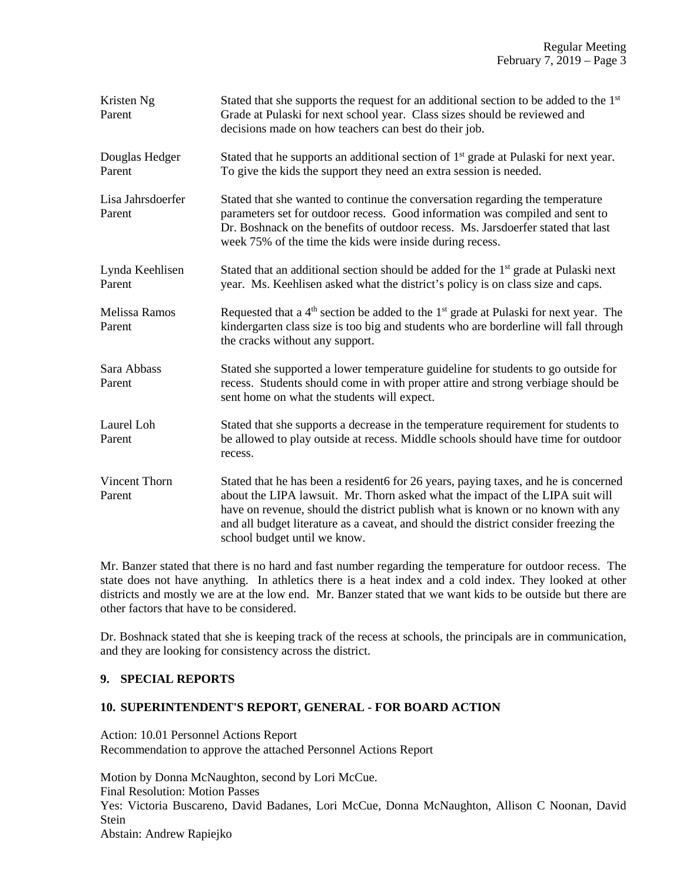| | |
|---|---|
| Kristen Ng<br>Parent | Stated that she supports the request for an additional section to be added to the 1st Grade at Pulaski for next school year. Class sizes should be reviewed and decisions made on how teachers can best do their job. |
| Douglas Hedger<br>Parent | Stated that he supports an additional section of 1st grade at Pulaski for next year. To give the kids the support they need an extra session is needed. |
| Lisa Jahrsdoerfer<br>Parent | Stated that she wanted to continue the conversation regarding the temperature parameters set for outdoor recess. Good information was compiled and sent to Dr. Boshnack on the benefits of outdoor recess. Ms. Jarsdoerfer stated that last week 75% of the time the kids were inside during recess. |
| Lynda Keehlisen<br>Parent | Stated that an additional section should be added for the 1st grade at Pulaski next year. Ms. Keehlisen asked what the district's policy is on class size and caps. |
| Melissa Ramos<br>Parent | Requested that a 4th section be added to the 1st grade at Pulaski for next year. The kindergarten class size is too big and students who are borderline will fall through the cracks without any support. |
| Sara Abbass<br>Parent | Stated she supported a lower temperature guideline for students to go outside for recess. Students should come in with proper attire and strong verbiage should be sent home on what the students will expect. |
| Laurel Loh<br>Parent | Stated that she supports a decrease in the temperature requirement for students to be allowed to play outside at recess. Middle schools should have time for outdoor recess. |
| Vincent Thorn<br>Parent | Stated that he has been a resident6 for 26 years, paying taxes, and he is concerned about the LIPA lawsuit. Mr. Thorn asked what the impact of the LIPA suit will have on revenue, should the district publish what is known or no known with any and all budget literature as a caveat, and should the district consider freezing the school budget until we know. |

Mr. Banzer stated that there is no hard and fast number regarding the temperature for outdoor recess. The state does not have anything. In athletics there is a heat index and a cold index. They looked at other districts and mostly we are at the low end. Mr. Banzer stated that we want kids to be outside but there are other factors that have to be considered.

Dr. Boshnack stated that she is keeping track of the recess at schools, the principals are in communication, and they are looking for consistency across the district.

**9. SPECIAL REPORTS**

**10. SUPERINTENDENT'S REPORT, GENERAL - FOR BOARD ACTION**

Action: 10.01 Personnel Actions Report
Recommendation to approve the attached Personnel Actions Report

Motion by Donna McNaughton, second by Lori McCue.
Final Resolution: Motion Passes
Yes: Victoria Buscareno, David Badanes, Lori McCue, Donna McNaughton, Allison C Noonan, David Stein
Abstain: Andrew Rapiejko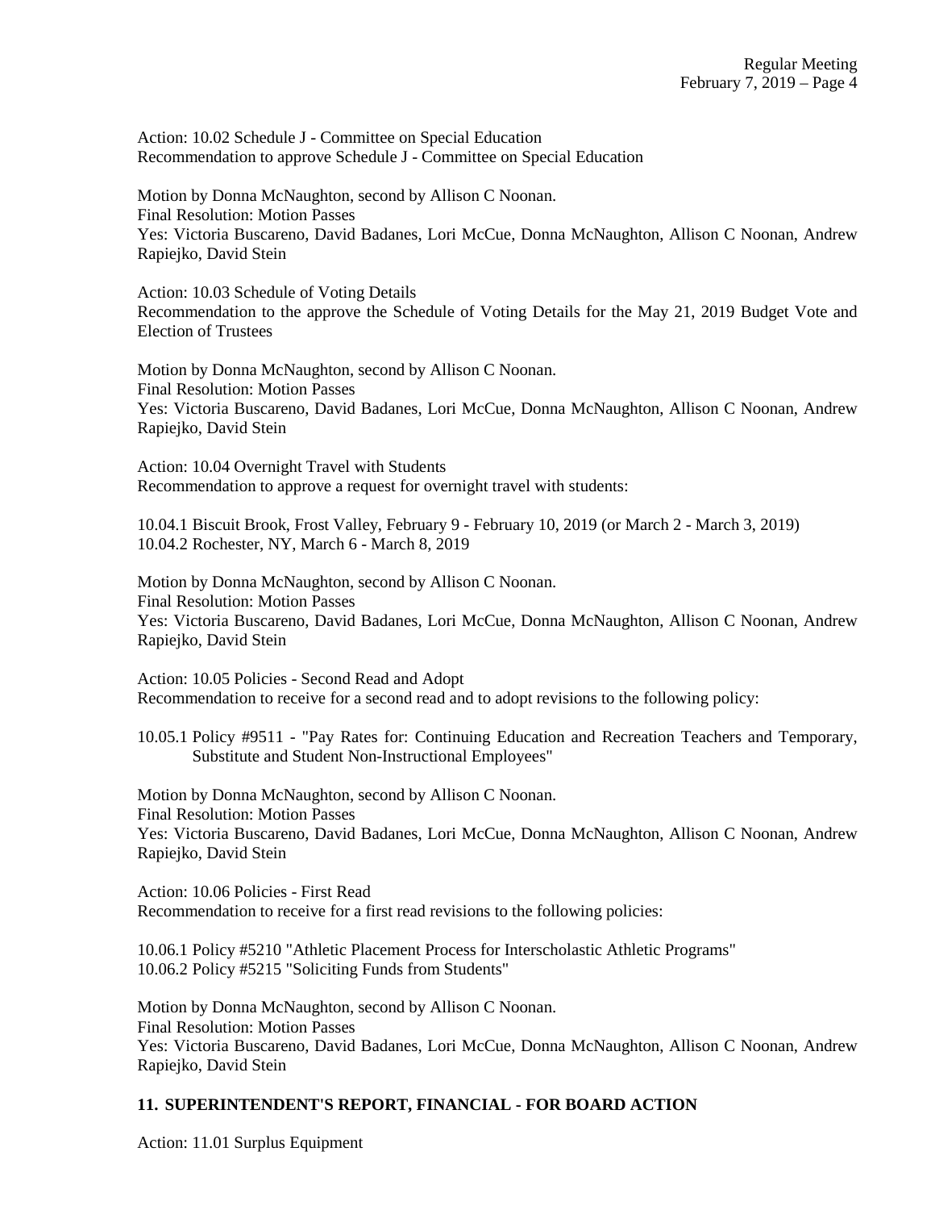Action: 10.02 Schedule J - Committee on Special Education
Recommendation to approve Schedule J - Committee on Special Education

Motion by Donna McNaughton, second by Allison C Noonan.
Final Resolution: Motion Passes
Yes: Victoria Buscareno, David Badanes, Lori McCue, Donna McNaughton, Allison C Noonan, Andrew Rapiejko, David Stein

Action: 10.03 Schedule of Voting Details
Recommendation to the approve the Schedule of Voting Details for the May 21, 2019 Budget Vote and Election of Trustees

Motion by Donna McNaughton, second by Allison C Noonan.
Final Resolution: Motion Passes
Yes: Victoria Buscareno, David Badanes, Lori McCue, Donna McNaughton, Allison C Noonan, Andrew Rapiejko, David Stein

Action: 10.04 Overnight Travel with Students
Recommendation to approve a request for overnight travel with students:

10.04.1 Biscuit Brook, Frost Valley, February 9 - February 10, 2019 (or March 2 - March 3, 2019)
10.04.2 Rochester, NY, March 6 - March 8, 2019

Motion by Donna McNaughton, second by Allison C Noonan.
Final Resolution: Motion Passes
Yes: Victoria Buscareno, David Badanes, Lori McCue, Donna McNaughton, Allison C Noonan, Andrew Rapiejko, David Stein

Action: 10.05 Policies - Second Read and Adopt
Recommendation to receive for a second read and to adopt revisions to the following policy:

10.05.1 Policy #9511 - "Pay Rates for: Continuing Education and Recreation Teachers and Temporary, Substitute and Student Non-Instructional Employees"

Motion by Donna McNaughton, second by Allison C Noonan.
Final Resolution: Motion Passes
Yes: Victoria Buscareno, David Badanes, Lori McCue, Donna McNaughton, Allison C Noonan, Andrew Rapiejko, David Stein

Action: 10.06 Policies - First Read
Recommendation to receive for a first read revisions to the following policies:

10.06.1 Policy #5210 "Athletic Placement Process for Interscholastic Athletic Programs"
10.06.2 Policy #5215 "Soliciting Funds from Students"

Motion by Donna McNaughton, second by Allison C Noonan.
Final Resolution: Motion Passes
Yes: Victoria Buscareno, David Badanes, Lori McCue, Donna McNaughton, Allison C Noonan, Andrew Rapiejko, David Stein

## 11. SUPERINTENDENT'S REPORT, FINANCIAL - FOR BOARD ACTION

Action: 11.01 Surplus Equipment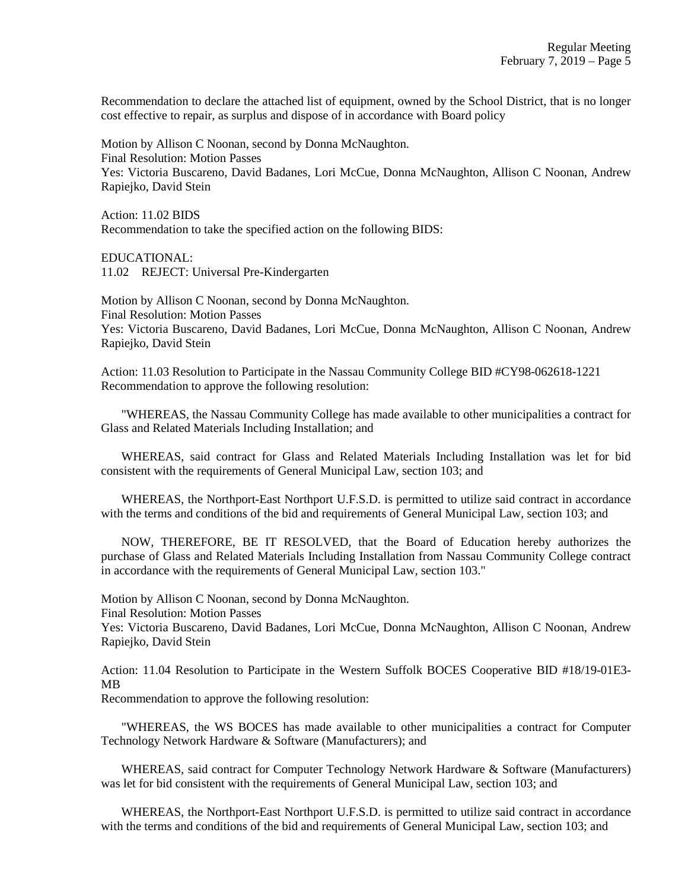Recommendation to declare the attached list of equipment, owned by the School District, that is no longer cost effective to repair, as surplus and dispose of in accordance with Board policy

Motion by Allison C Noonan, second by Donna McNaughton.
Final Resolution: Motion Passes
Yes: Victoria Buscareno, David Badanes, Lori McCue, Donna McNaughton, Allison C Noonan, Andrew Rapiejko, David Stein

Action: 11.02 BIDS
Recommendation to take the specified action on the following BIDS:

EDUCATIONAL:
11.02 REJECT: Universal Pre-Kindergarten

Motion by Allison C Noonan, second by Donna McNaughton.
Final Resolution: Motion Passes
Yes: Victoria Buscareno, David Badanes, Lori McCue, Donna McNaughton, Allison C Noonan, Andrew Rapiejko, David Stein

Action: 11.03 Resolution to Participate in the Nassau Community College BID #CY98-062618-1221
Recommendation to approve the following resolution:

"WHEREAS, the Nassau Community College has made available to other municipalities a contract for Glass and Related Materials Including Installation; and

WHEREAS, said contract for Glass and Related Materials Including Installation was let for bid consistent with the requirements of General Municipal Law, section 103; and

WHEREAS, the Northport-East Northport U.F.S.D. is permitted to utilize said contract in accordance with the terms and conditions of the bid and requirements of General Municipal Law, section 103; and

NOW, THEREFORE, BE IT RESOLVED, that the Board of Education hereby authorizes the purchase of Glass and Related Materials Including Installation from Nassau Community College contract in accordance with the requirements of General Municipal Law, section 103."

Motion by Allison C Noonan, second by Donna McNaughton.
Final Resolution: Motion Passes
Yes: Victoria Buscareno, David Badanes, Lori McCue, Donna McNaughton, Allison C Noonan, Andrew Rapiejko, David Stein

Action: 11.04 Resolution to Participate in the Western Suffolk BOCES Cooperative BID #18/19-01E3-MB
Recommendation to approve the following resolution:

"WHEREAS, the WS BOCES has made available to other municipalities a contract for Computer Technology Network Hardware & Software (Manufacturers); and

WHEREAS, said contract for Computer Technology Network Hardware & Software (Manufacturers) was let for bid consistent with the requirements of General Municipal Law, section 103; and

WHEREAS, the Northport-East Northport U.F.S.D. is permitted to utilize said contract in accordance with the terms and conditions of the bid and requirements of General Municipal Law, section 103; and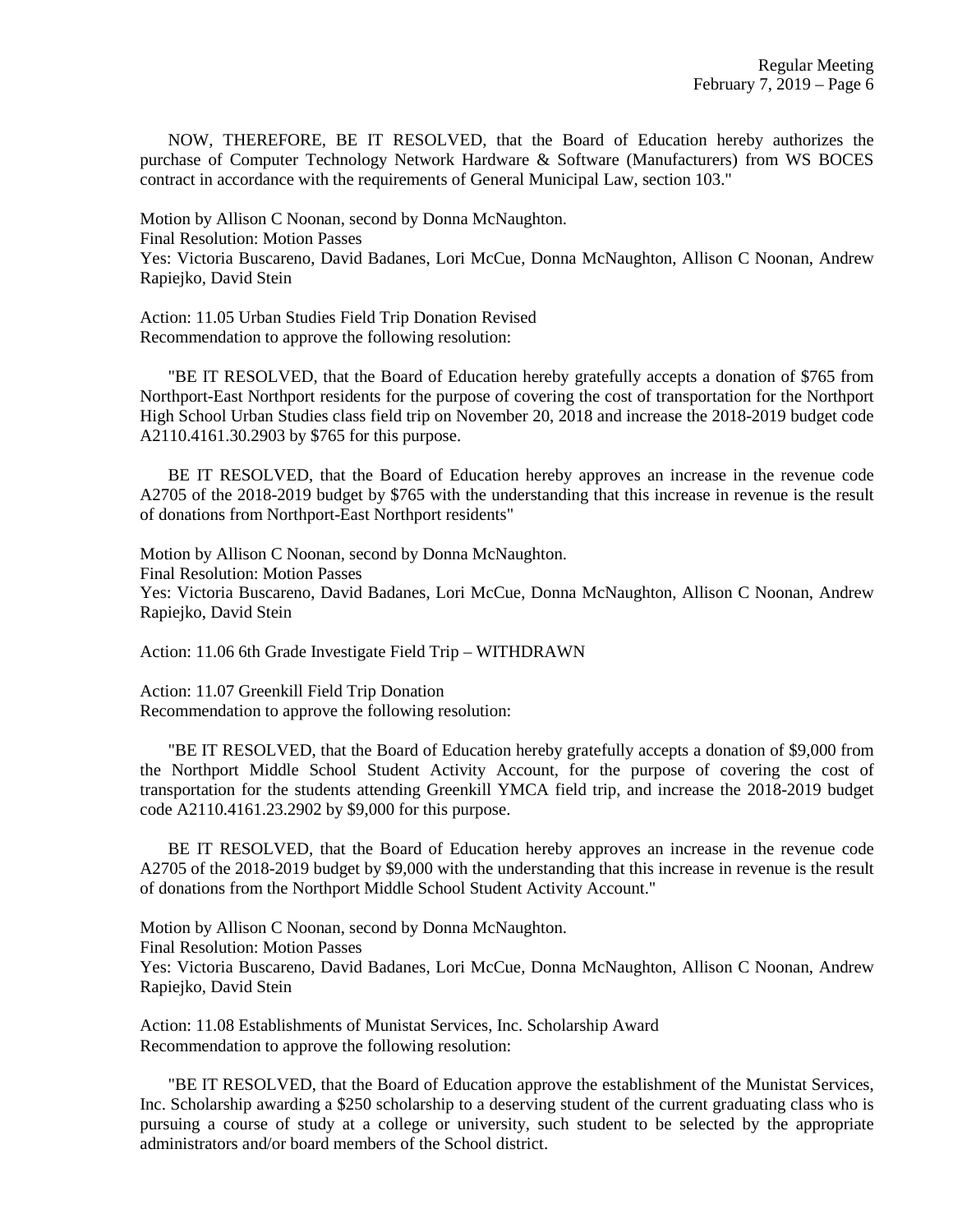NOW, THEREFORE, BE IT RESOLVED, that the Board of Education hereby authorizes the purchase of Computer Technology Network Hardware & Software (Manufacturers) from WS BOCES contract in accordance with the requirements of General Municipal Law, section 103."

Motion by Allison C Noonan, second by Donna McNaughton.
Final Resolution: Motion Passes
Yes: Victoria Buscareno, David Badanes, Lori McCue, Donna McNaughton, Allison C Noonan, Andrew Rapiejko, David Stein

Action: 11.05 Urban Studies Field Trip Donation Revised
Recommendation to approve the following resolution:

"BE IT RESOLVED, that the Board of Education hereby gratefully accepts a donation of $765 from Northport-East Northport residents for the purpose of covering the cost of transportation for the Northport High School Urban Studies class field trip on November 20, 2018 and increase the 2018-2019 budget code A2110.4161.30.2903 by $765 for this purpose.

BE IT RESOLVED, that the Board of Education hereby approves an increase in the revenue code A2705 of the 2018-2019 budget by $765 with the understanding that this increase in revenue is the result of donations from Northport-East Northport residents"

Motion by Allison C Noonan, second by Donna McNaughton.
Final Resolution: Motion Passes
Yes: Victoria Buscareno, David Badanes, Lori McCue, Donna McNaughton, Allison C Noonan, Andrew Rapiejko, David Stein

Action: 11.06 6th Grade Investigate Field Trip – WITHDRAWN

Action: 11.07 Greenkill Field Trip Donation
Recommendation to approve the following resolution:

"BE IT RESOLVED, that the Board of Education hereby gratefully accepts a donation of $9,000 from the Northport Middle School Student Activity Account, for the purpose of covering the cost of transportation for the students attending Greenkill YMCA field trip, and increase the 2018-2019 budget code A2110.4161.23.2902 by $9,000 for this purpose.

BE IT RESOLVED, that the Board of Education hereby approves an increase in the revenue code A2705 of the 2018-2019 budget by $9,000 with the understanding that this increase in revenue is the result of donations from the Northport Middle School Student Activity Account."

Motion by Allison C Noonan, second by Donna McNaughton.
Final Resolution: Motion Passes
Yes: Victoria Buscareno, David Badanes, Lori McCue, Donna McNaughton, Allison C Noonan, Andrew Rapiejko, David Stein

Action: 11.08 Establishments of Munistat Services, Inc. Scholarship Award
Recommendation to approve the following resolution:

"BE IT RESOLVED, that the Board of Education approve the establishment of the Munistat Services, Inc. Scholarship awarding a $250 scholarship to a deserving student of the current graduating class who is pursuing a course of study at a college or university, such student to be selected by the appropriate administrators and/or board members of the School district.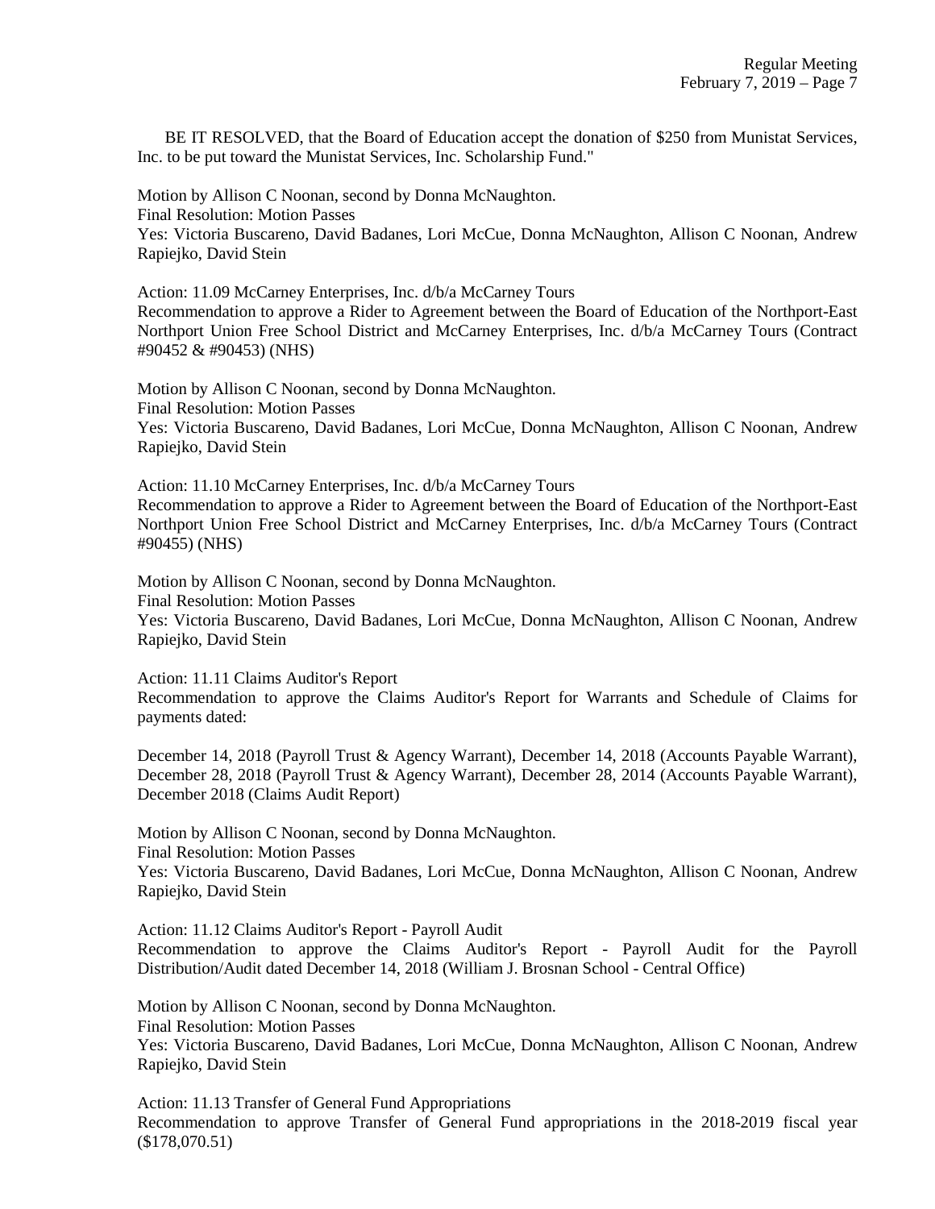BE IT RESOLVED, that the Board of Education accept the donation of $250 from Munistat Services, Inc. to be put toward the Munistat Services, Inc. Scholarship Fund."

Motion by Allison C Noonan, second by Donna McNaughton.
Final Resolution: Motion Passes
Yes: Victoria Buscareno, David Badanes, Lori McCue, Donna McNaughton, Allison C Noonan, Andrew Rapiejko, David Stein

Action: 11.09 McCarney Enterprises, Inc. d/b/a McCarney Tours
Recommendation to approve a Rider to Agreement between the Board of Education of the Northport-East Northport Union Free School District and McCarney Enterprises, Inc. d/b/a McCarney Tours (Contract #90452 & #90453) (NHS)

Motion by Allison C Noonan, second by Donna McNaughton.
Final Resolution: Motion Passes
Yes: Victoria Buscareno, David Badanes, Lori McCue, Donna McNaughton, Allison C Noonan, Andrew Rapiejko, David Stein

Action: 11.10 McCarney Enterprises, Inc. d/b/a McCarney Tours
Recommendation to approve a Rider to Agreement between the Board of Education of the Northport-East Northport Union Free School District and McCarney Enterprises, Inc. d/b/a McCarney Tours (Contract #90455) (NHS)

Motion by Allison C Noonan, second by Donna McNaughton.
Final Resolution: Motion Passes
Yes: Victoria Buscareno, David Badanes, Lori McCue, Donna McNaughton, Allison C Noonan, Andrew Rapiejko, David Stein

Action: 11.11 Claims Auditor's Report
Recommendation to approve the Claims Auditor's Report for Warrants and Schedule of Claims for payments dated:

December 14, 2018 (Payroll Trust & Agency Warrant), December 14, 2018 (Accounts Payable Warrant), December 28, 2018 (Payroll Trust & Agency Warrant), December 28, 2014 (Accounts Payable Warrant), December 2018 (Claims Audit Report)

Motion by Allison C Noonan, second by Donna McNaughton.
Final Resolution: Motion Passes
Yes: Victoria Buscareno, David Badanes, Lori McCue, Donna McNaughton, Allison C Noonan, Andrew Rapiejko, David Stein

Action: 11.12 Claims Auditor's Report - Payroll Audit
Recommendation to approve the Claims Auditor's Report - Payroll Audit for the Payroll Distribution/Audit dated December 14, 2018 (William J. Brosnan School - Central Office)

Motion by Allison C Noonan, second by Donna McNaughton.
Final Resolution: Motion Passes
Yes: Victoria Buscareno, David Badanes, Lori McCue, Donna McNaughton, Allison C Noonan, Andrew Rapiejko, David Stein

Action: 11.13 Transfer of General Fund Appropriations
Recommendation to approve Transfer of General Fund appropriations in the 2018-2019 fiscal year ($178,070.51)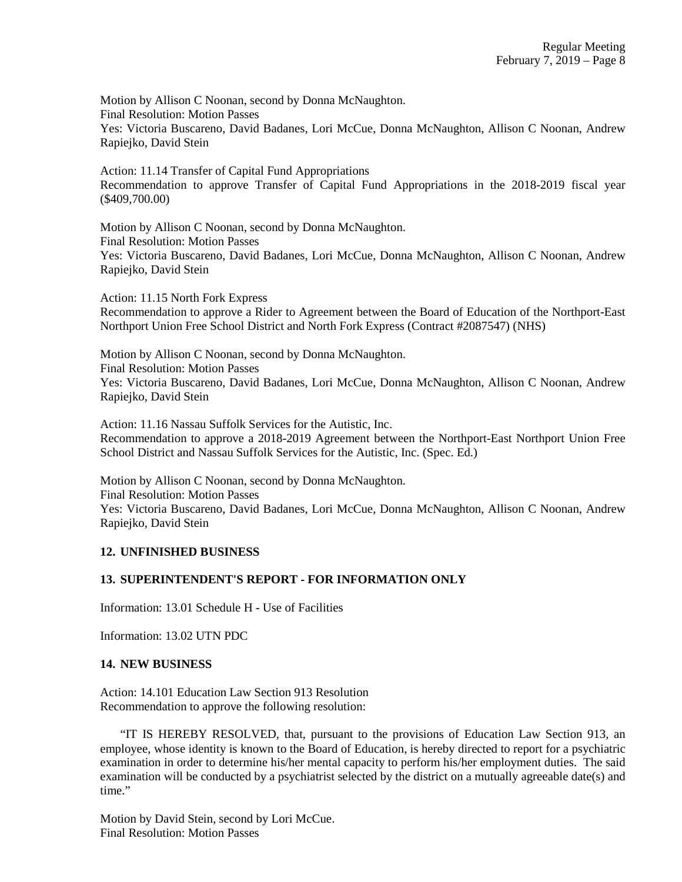Motion by Allison C Noonan, second by Donna McNaughton.
Final Resolution: Motion Passes
Yes: Victoria Buscareno, David Badanes, Lori McCue, Donna McNaughton, Allison C Noonan, Andrew Rapiejko, David Stein

Action: 11.14 Transfer of Capital Fund Appropriations
Recommendation to approve Transfer of Capital Fund Appropriations in the 2018-2019 fiscal year ($409,700.00)

Motion by Allison C Noonan, second by Donna McNaughton.
Final Resolution: Motion Passes
Yes: Victoria Buscareno, David Badanes, Lori McCue, Donna McNaughton, Allison C Noonan, Andrew Rapiejko, David Stein

Action: 11.15 North Fork Express
Recommendation to approve a Rider to Agreement between the Board of Education of the Northport-East Northport Union Free School District and North Fork Express (Contract #2087547) (NHS)

Motion by Allison C Noonan, second by Donna McNaughton.
Final Resolution: Motion Passes
Yes: Victoria Buscareno, David Badanes, Lori McCue, Donna McNaughton, Allison C Noonan, Andrew Rapiejko, David Stein

Action: 11.16 Nassau Suffolk Services for the Autistic, Inc.
Recommendation to approve a 2018-2019 Agreement between the Northport-East Northport Union Free School District and Nassau Suffolk Services for the Autistic, Inc. (Spec. Ed.)

Motion by Allison C Noonan, second by Donna McNaughton.
Final Resolution: Motion Passes
Yes: Victoria Buscareno, David Badanes, Lori McCue, Donna McNaughton, Allison C Noonan, Andrew Rapiejko, David Stein

**12. UNFINISHED BUSINESS**

**13. SUPERINTENDENT'S REPORT - FOR INFORMATION ONLY**

Information: 13.01 Schedule H - Use of Facilities

Information: 13.02 UTN PDC

**14. NEW BUSINESS**

Action: 14.101 Education Law Section 913 Resolution
Recommendation to approve the following resolution:

"IT IS HEREBY RESOLVED, that, pursuant to the provisions of Education Law Section 913, an employee, whose identity is known to the Board of Education, is hereby directed to report for a psychiatric examination in order to determine his/her mental capacity to perform his/her employment duties. The said examination will be conducted by a psychiatrist selected by the district on a mutually agreeable date(s) and time."

Motion by David Stein, second by Lori McCue.
Final Resolution: Motion Passes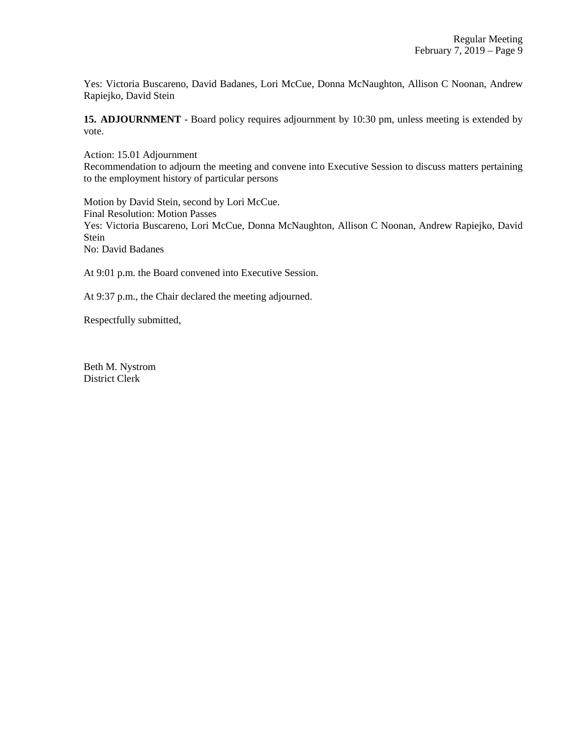Yes: Victoria Buscareno, David Badanes, Lori McCue, Donna McNaughton, Allison C Noonan, Andrew Rapiejko, David Stein

**15. ADJOURNMENT** - Board policy requires adjournment by 10:30 pm, unless meeting is extended by vote.

Action: 15.01 Adjournment
Recommendation to adjourn the meeting and convene into Executive Session to discuss matters pertaining to the employment history of particular persons

Motion by David Stein, second by Lori McCue.
Final Resolution: Motion Passes
Yes: Victoria Buscareno, Lori McCue, Donna McNaughton, Allison C Noonan, Andrew Rapiejko, David Stein
No: David Badanes

At 9:01 p.m. the Board convened into Executive Session.

At 9:37 p.m., the Chair declared the meeting adjourned.

Respectfully submitted,

Beth M. Nystrom
District Clerk